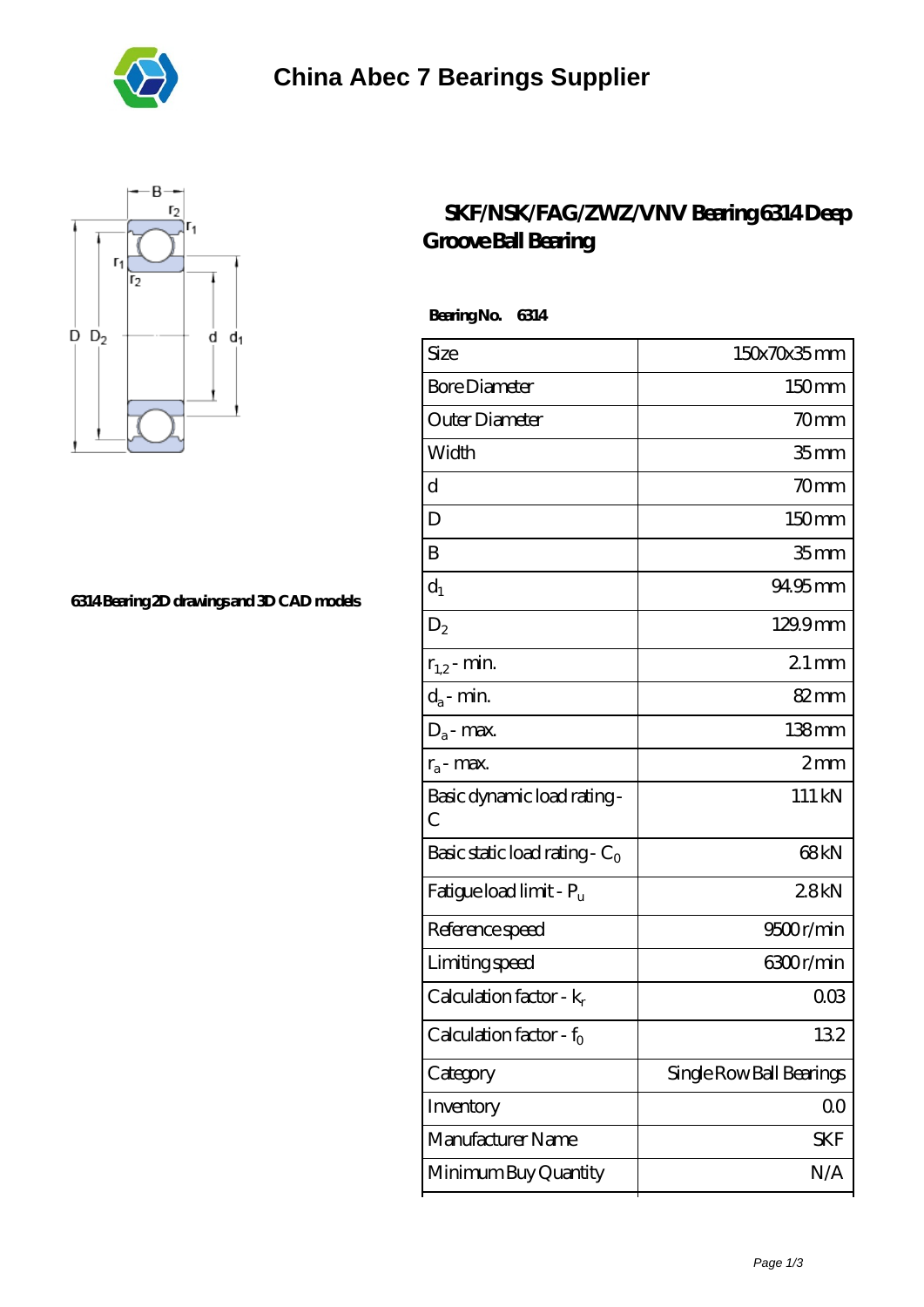# China Abec 7 Bearings Supplier

6314 Bearing 2D drawings and 3D CAD models

## SKF/NSK/FAG/ZWZ/VNV Bearing 6314 Deep Groove Ball Bearing

**Bearing No. 6314**

| | |
|---|---|
| Size | 150x70x35 mm |
| Bore Diameter | 150 mm |
| Outer Diameter | 70 mm |
| Width | 35 mm |
| d | 70 mm |
| D | 150 mm |
| B | 35 mm |
| $d_1$ | 94.95 mm |
| $D_2$ | 129.9 mm |
| $r_{1,2}$ - min. | 2.1 mm |
| $d_a$ - min. | 82 mm |
| $D_a$ - max. | 138 mm |
| $r_a$ - max. | 2 mm |
| Basic dynamic load rating - C | 111 kN |
| Basic static load rating - $C_0$ | 68 kN |
| Fatigue load limit - $P_u$ | 2.8 kN |
| Reference speed | 9500 r/min |
| Limiting speed | 6300 r/min |
| Calculation factor - $k_r$ | 0.03 |
| Calculation factor - $f_0$ | 13.2 |
| Category | Single Row Ball Bearings |
| Inventory | 0.0 |
| Manufacturer Name | SKF |
| Minimum Buy Quantity | N/A |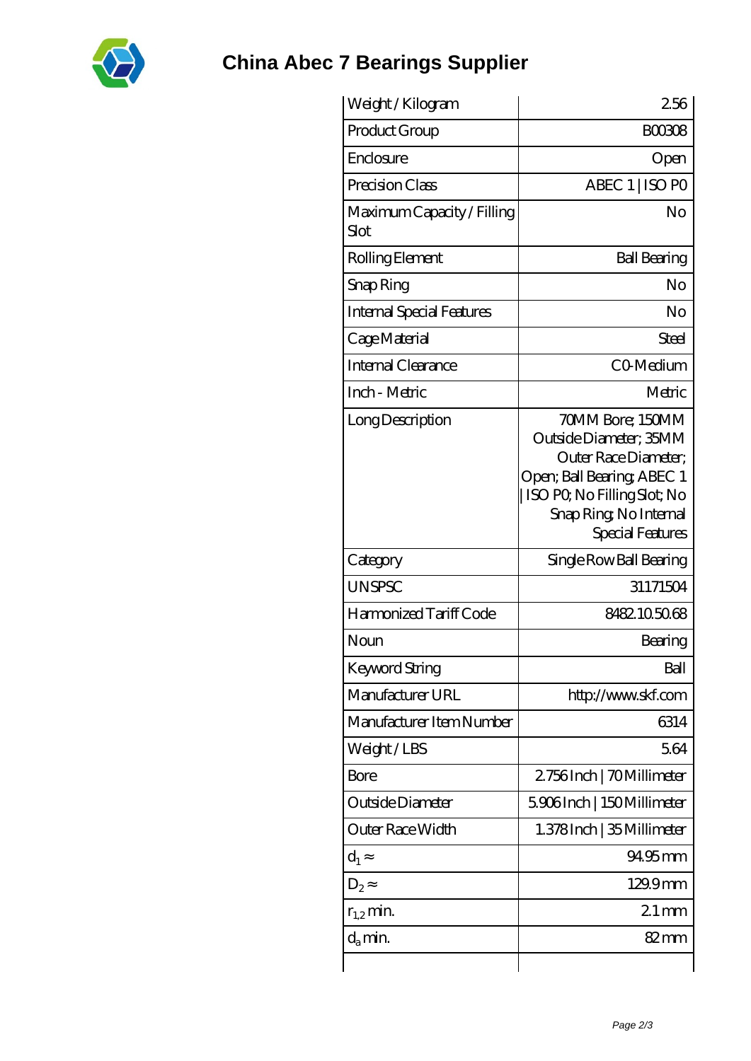# China Abec 7 Bearings Supplier

| Weight / Kilogram | 2.56 |
|---|---|
| Product Group | B00308 |
| Enclosure | Open |
| Precision Class | ABEC 1 \| ISO P0 |
| Maximum Capacity / Filling Slot | No |
| Rolling Element | Ball Bearing |
| Snap Ring | No |
| Internal Special Features | No |
| Cage Material | Steel |
| Internal Clearance | C0-Medium |
| Inch - Metric | Metric |
| Long Description | 70MM Bore; 150MM Outside Diameter; 35MM Outer Race Diameter; Open; Ball Bearing; ABEC 1 \| ISO P0; No Filling Slot; No Snap Ring; No Internal Special Features |
| Category | Single Row Ball Bearing |
| UNSPSC | 31171504 |
| Harmonized Tariff Code | 8482.10.50.68 |
| Noun | Bearing |
| Keyword String | Ball |
| Manufacturer URL | http://www.skf.com |
| Manufacturer Item Number | 6314 |
| Weight / LBS | 5.64 |
| Bore | 2.756 Inch \| 70 Millimeter |
| Outside Diameter | 5.906 Inch \| 150 Millimeter |
| Outer Race Width | 1.378 Inch \| 35 Millimeter |
| $d_1 \approx$ | 94.95 mm |
| $D_2 \approx$ | 129.9 mm |
| $r_{1,2}$ min. | 2.1 mm |
| $d_a$ min. | 82 mm |
| | |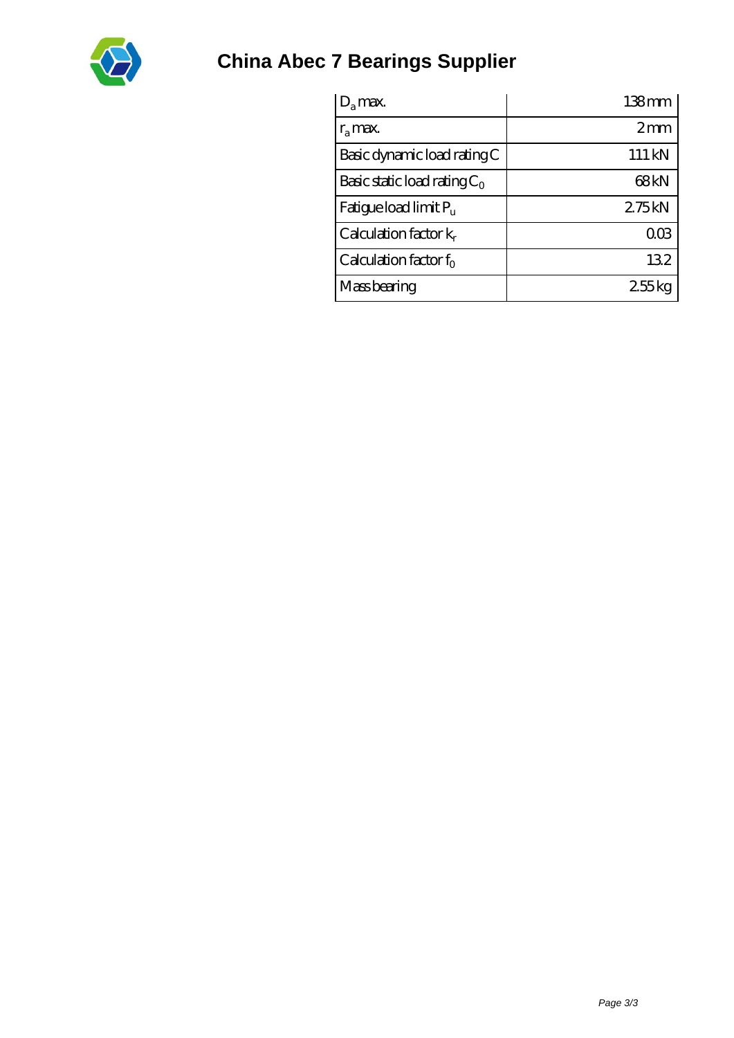# China Abec 7 Bearings Supplier

| | |
|---|---|
| $D_a$ max. | 138 mm |
| $r_a$ max. | 2 mm |
| Basic dynamic load rating C | 111 kN |
| Basic static load rating $C_0$ | 68 kN |
| Fatigue load limit $P_u$ | 2.75 kN |
| Calculation factor $k_r$ | 0.03 |
| Calculation factor $f_0$ | 13.2 |
| Mass bearing | 2.55 kg |